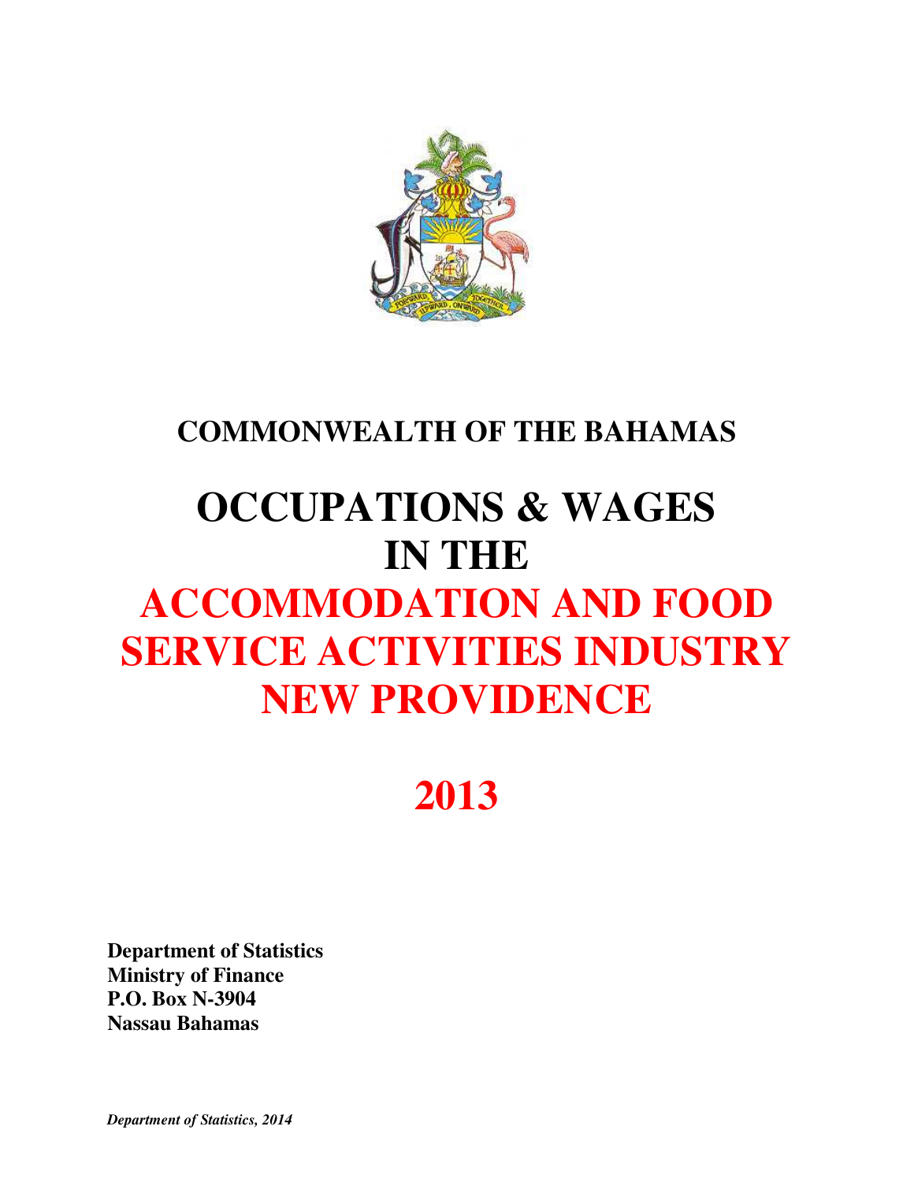# COMMONWEALTH OF THE BAHAMAS

# OCCUPATIONS & WAGES IN THE ACCOMMODATION AND FOOD SERVICE ACTIVITIES INDUSTRY NEW PROVIDENCE

# 2013

**Department of Statistics**
**Ministry of Finance**
**P.O. Box N-3904**
**Nassau Bahamas**

***Department of Statistics, 2014***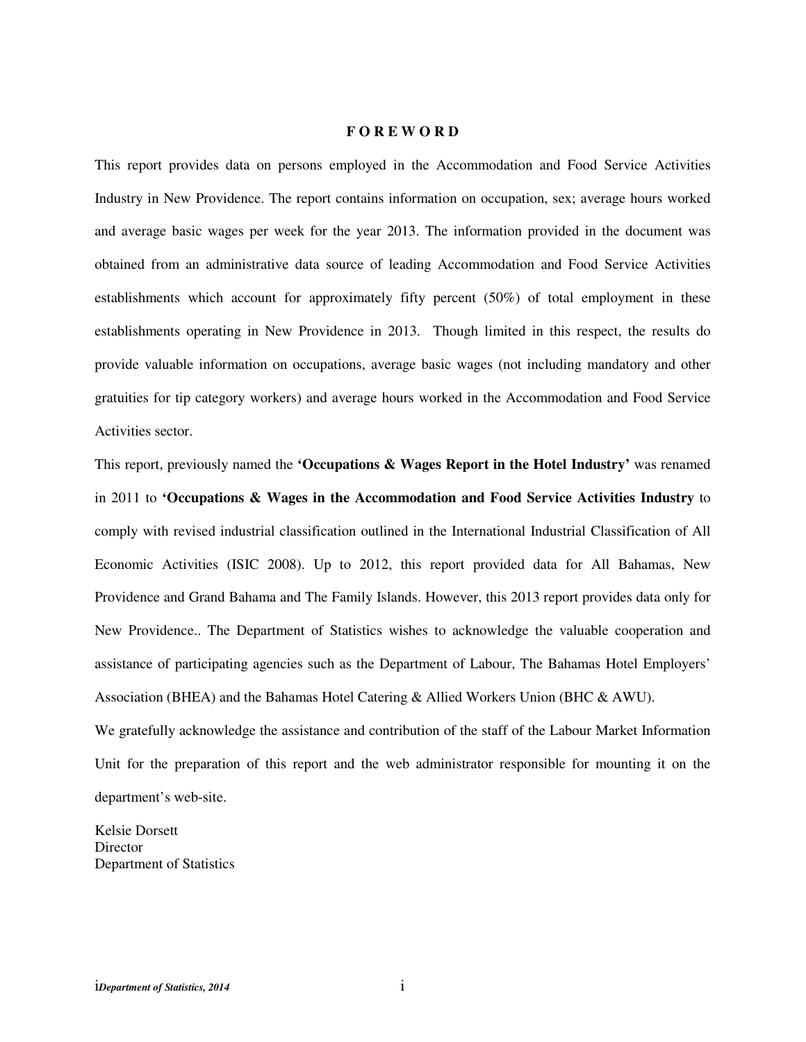# FOREWORD

This report provides data on persons employed in the Accommodation and Food Service Activities Industry in New Providence. The report contains information on occupation, sex; average hours worked and average basic wages per week for the year 2013. The information provided in the document was obtained from an administrative data source of leading Accommodation and Food Service Activities establishments which account for approximately fifty percent (50%) of total employment in these establishments operating in New Providence in 2013. Though limited in this respect, the results do provide valuable information on occupations, average basic wages (not including mandatory and other gratuities for tip category workers) and average hours worked in the Accommodation and Food Service Activities sector.

This report, previously named the **'Occupations & Wages Report in the Hotel Industry'** was renamed in 2011 to **'Occupations & Wages in the Accommodation and Food Service Activities Industry** to comply with revised industrial classification outlined in the International Industrial Classification of All Economic Activities (ISIC 2008). Up to 2012, this report provided data for All Bahamas, New Providence and Grand Bahama and The Family Islands. However, this 2013 report provides data only for New Providence.. The Department of Statistics wishes to acknowledge the valuable cooperation and assistance of participating agencies such as the Department of Labour, The Bahamas Hotel Employers' Association (BHEA) and the Bahamas Hotel Catering & Allied Workers Union (BHC & AWU).

We gratefully acknowledge the assistance and contribution of the staff of the Labour Market Information Unit for the preparation of this report and the web administrator responsible for mounting it on the department's web-site.

Kelsie Dorsett
Director
Department of Statistics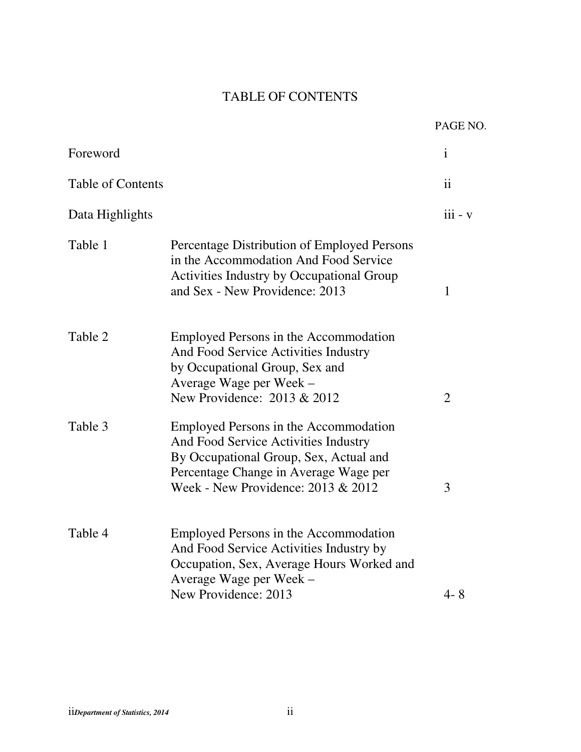# TABLE OF CONTENTS

| | | PAGE NO. |
|---|---|---|
| Foreword | | i |
| Table of Contents | | ii |
| Data Highlights | | iii - v |
| Table 1 | Percentage Distribution of Employed Persons in the Accommodation And Food Service Activities Industry by Occupational Group and Sex - New Providence: 2013 | 1 |
| Table 2 | Employed Persons in the Accommodation And Food Service Activities Industry by Occupational Group, Sex and Average Wage per Week – New Providence: 2013 & 2012 | 2 |
| Table 3 | Employed Persons in the Accommodation And Food Service Activities Industry By Occupational Group, Sex, Actual and Percentage Change in Average Wage per Week - New Providence: 2013 & 2012 | 3 |
| Table 4 | Employed Persons in the Accommodation And Food Service Activities Industry by Occupation, Sex, Average Hours Worked and Average Wage per Week – New Providence: 2013 | 4- 8 |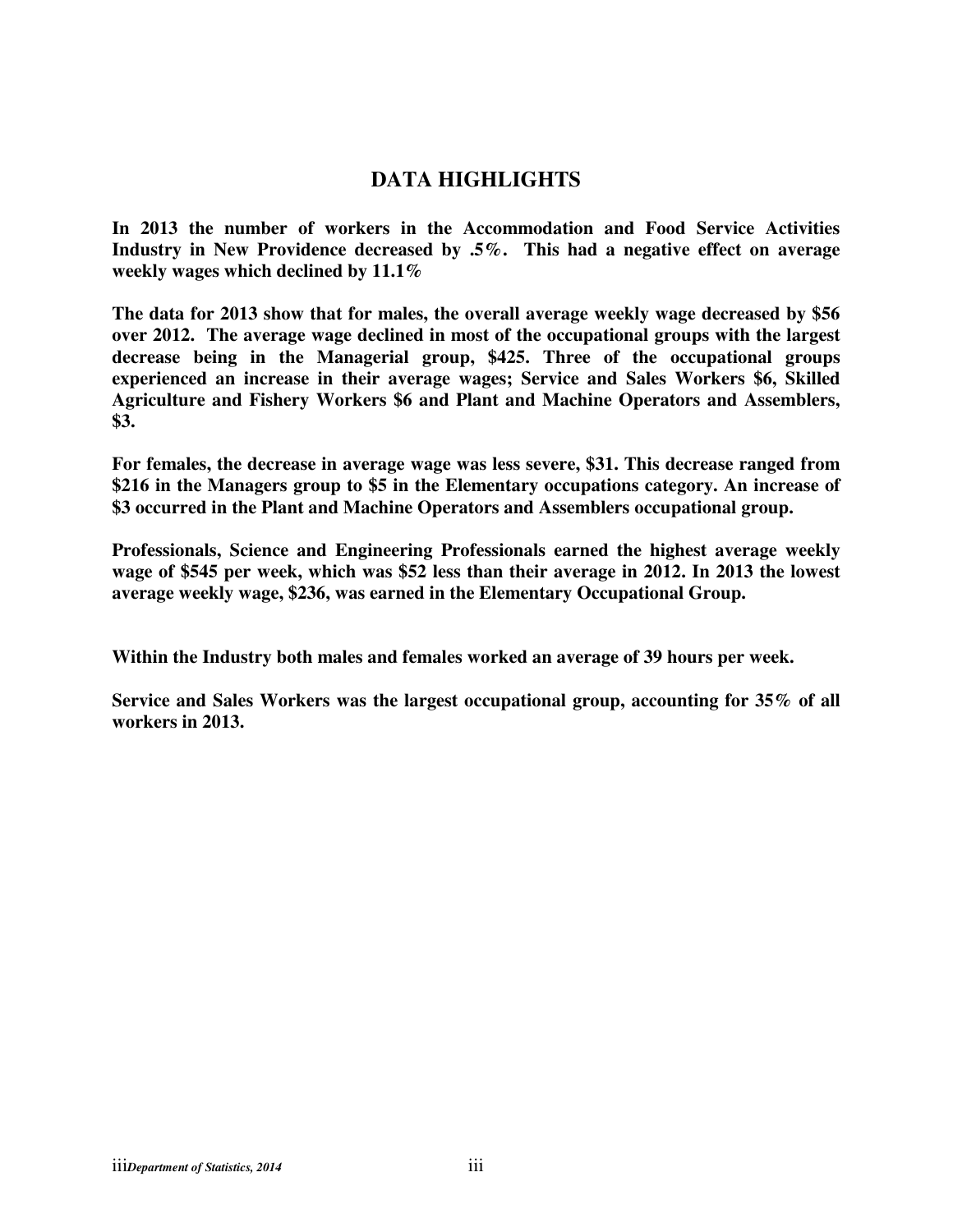## DATA HIGHLIGHTS

**In 2013 the number of workers in the Accommodation and Food Service Activities Industry in New Providence decreased by .5%. This had a negative effect on average weekly wages which declined by 11.1%**

**The data for 2013 show that for males, the overall average weekly wage decreased by $56 over 2012. The average wage declined in most of the occupational groups with the largest decrease being in the Managerial group, $425. Three of the occupational groups experienced an increase in their average wages; Service and Sales Workers $6, Skilled Agriculture and Fishery Workers $6 and Plant and Machine Operators and Assemblers, $3.**

**For females, the decrease in average wage was less severe, $31. This decrease ranged from $216 in the Managers group to $5 in the Elementary occupations category. An increase of $3 occurred in the Plant and Machine Operators and Assemblers occupational group.**

**Professionals, Science and Engineering Professionals earned the highest average weekly wage of $545 per week, which was $52 less than their average in 2012. In 2013 the lowest average weekly wage, $236, was earned in the Elementary Occupational Group.**

**Within the Industry both males and females worked an average of 39 hours per week.**

**Service and Sales Workers was the largest occupational group, accounting for 35% of all workers in 2013.**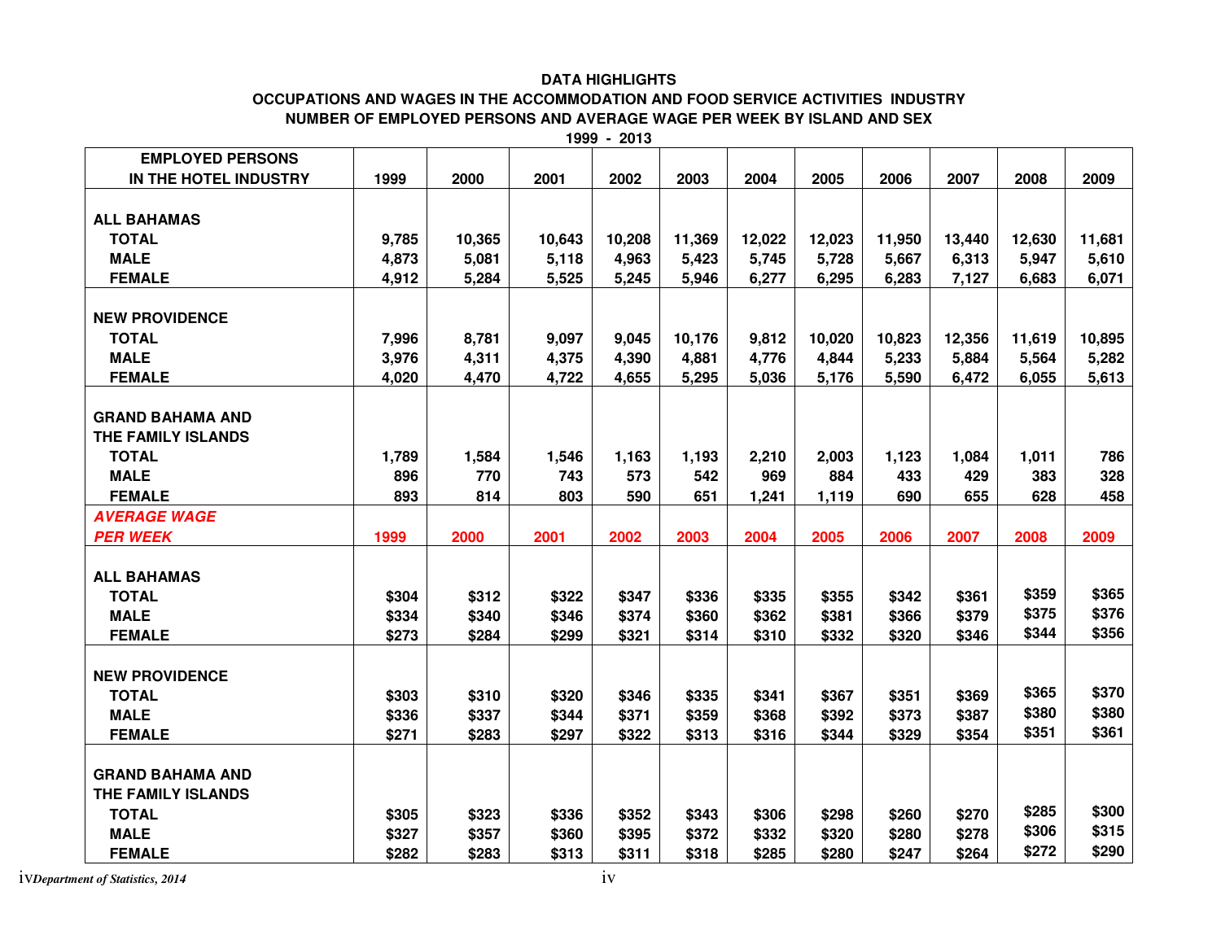**DATA HIGHLIGHTS**

**OCCUPATIONS AND WAGES IN THE ACCOMMODATION AND FOOD SERVICE ACTIVITIES INDUSTRY**

**NUMBER OF EMPLOYED PERSONS AND AVERAGE WAGE PER WEEK BY ISLAND AND SEX**

**1999 - 2013**

| EMPLOYED PERSONS IN THE HOTEL INDUSTRY | 1999 | 2000 | 2001 | 2002 | 2003 | 2004 | 2005 | 2006 | 2007 | 2008 | 2009 |
|---|---|---|---|---|---|---|---|---|---|---|---|
| **ALL BAHAMAS** | | | | | | | | | | | |
| TOTAL | 9,785 | 10,365 | 10,643 | 10,208 | 11,369 | 12,022 | 12,023 | 11,950 | 13,440 | 12,630 | 11,681 |
| MALE | 4,873 | 5,081 | 5,118 | 4,963 | 5,423 | 5,745 | 5,728 | 5,667 | 6,313 | 5,947 | 5,610 |
| FEMALE | 4,912 | 5,284 | 5,525 | 5,245 | 5,946 | 6,277 | 6,295 | 6,283 | 7,127 | 6,683 | 6,071 |
| **NEW PROVIDENCE** | | | | | | | | | | | |
| TOTAL | 7,996 | 8,781 | 9,097 | 9,045 | 10,176 | 9,812 | 10,020 | 10,823 | 12,356 | 11,619 | 10,895 |
| MALE | 3,976 | 4,311 | 4,375 | 4,390 | 4,881 | 4,776 | 4,844 | 5,233 | 5,884 | 5,564 | 5,282 |
| FEMALE | 4,020 | 4,470 | 4,722 | 4,655 | 5,295 | 5,036 | 5,176 | 5,590 | 6,472 | 6,055 | 5,613 |
| **GRAND BAHAMA AND THE FAMILY ISLANDS** | | | | | | | | | | | |
| TOTAL | 1,789 | 1,584 | 1,546 | 1,163 | 1,193 | 2,210 | 2,003 | 1,123 | 1,084 | 1,011 | 786 |
| MALE | 896 | 770 | 743 | 573 | 542 | 969 | 884 | 433 | 429 | 383 | 328 |
| FEMALE | 893 | 814 | 803 | 590 | 651 | 1,241 | 1,119 | 690 | 655 | 628 | 458 |
| ***AVERAGE WAGE PER WEEK*** | **1999** | **2000** | **2001** | **2002** | **2003** | **2004** | **2005** | **2006** | **2007** | **2008** | **2009** |
| **ALL BAHAMAS** | | | | | | | | | | | |
| TOTAL | $304 | $312 | $322 | $347 | $336 | $335 | $355 | $342 | $361 | $359 | $365 |
| MALE | $334 | $340 | $346 | $374 | $360 | $362 | $381 | $366 | $379 | $375 | $376 |
| FEMALE | $273 | $284 | $299 | $321 | $314 | $310 | $332 | $320 | $346 | $344 | $356 |
| **NEW PROVIDENCE** | | | | | | | | | | | |
| TOTAL | $303 | $310 | $320 | $346 | $335 | $341 | $367 | $351 | $369 | $365 | $370 |
| MALE | $336 | $337 | $344 | $371 | $359 | $368 | $392 | $373 | $387 | $380 | $380 |
| FEMALE | $271 | $283 | $297 | $322 | $313 | $316 | $344 | $329 | $354 | $351 | $361 |
| **GRAND BAHAMA AND THE FAMILY ISLANDS** | | | | | | | | | | | |
| TOTAL | $305 | $323 | $336 | $352 | $343 | $306 | $298 | $260 | $270 | $285 | $300 |
| MALE | $327 | $357 | $360 | $395 | $372 | $332 | $320 | $280 | $278 | $306 | $315 |
| FEMALE | $282 | $283 | $313 | $311 | $318 | $285 | $280 | $247 | $264 | $272 | $290 |

*Department of Statistics, 2014*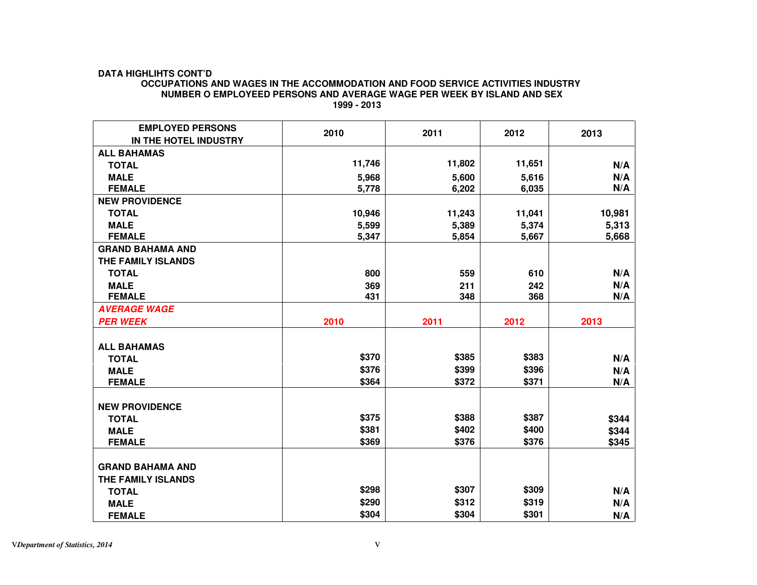**DATA HIGHLIHTS CONT'D**

**OCCUPATIONS AND WAGES IN THE ACCOMMODATION AND FOOD SERVICE ACTIVITIES INDUSTRY**
**NUMBER O EMPLOYEED PERSONS AND AVERAGE WAGE PER WEEK BY ISLAND AND SEX**
**1999 - 2013**

| EMPLOYED PERSONS IN THE HOTEL INDUSTRY | 2010 | 2011 | 2012 | 2013 |
|---|---|---|---|---|
| **ALL BAHAMAS** | | | | |
| TOTAL | 11,746 | 11,802 | 11,651 | N/A |
| MALE | 5,968 | 5,600 | 5,616 | N/A |
| FEMALE | 5,778 | 6,202 | 6,035 | N/A |
| **NEW PROVIDENCE** | | | | |
| TOTAL | 10,946 | 11,243 | 11,041 | 10,981 |
| MALE | 5,599 | 5,389 | 5,374 | 5,313 |
| FEMALE | 5,347 | 5,854 | 5,667 | 5,668 |
| **GRAND BAHAMA AND THE FAMILY ISLANDS** | | | | |
| TOTAL | 800 | 559 | 610 | N/A |
| MALE | 369 | 211 | 242 | N/A |
| FEMALE | 431 | 348 | 368 | N/A |
| ***AVERAGE WAGE PER WEEK*** | **2010** | **2011** | **2012** | **2013** |
| **ALL BAHAMAS** | | | | |
| TOTAL | $370 | $385 | $383 | N/A |
| MALE | $376 | $399 | $396 | N/A |
| FEMALE | $364 | $372 | $371 | N/A |
| **NEW PROVIDENCE** | | | | |
| TOTAL | $375 | $388 | $387 | $344 |
| MALE | $381 | $402 | $400 | $344 |
| FEMALE | $369 | $376 | $376 | $345 |
| **GRAND BAHAMA AND THE FAMILY ISLANDS** | | | | |
| TOTAL | $298 | $307 | $309 | N/A |
| MALE | $290 | $312 | $319 | N/A |
| FEMALE | $304 | $304 | $301 | N/A |

V*Department of Statistics, 2014*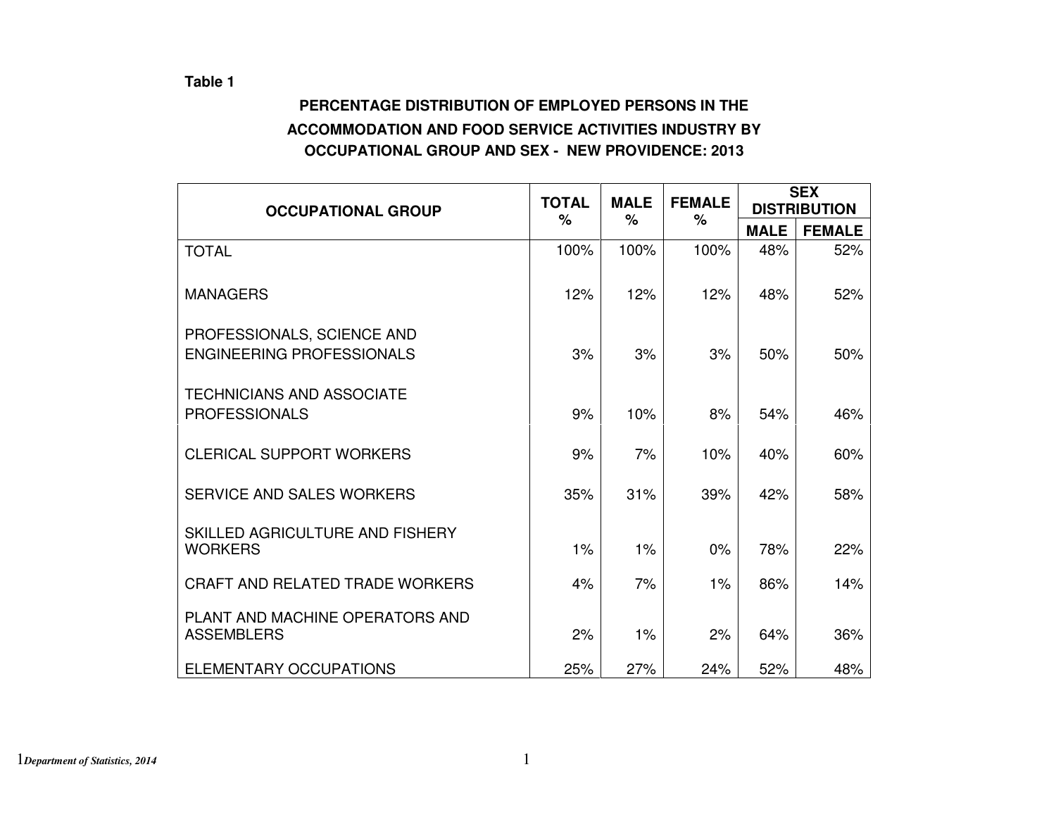**Table 1**

### PERCENTAGE DISTRIBUTION OF EMPLOYED PERSONS IN THE ACCOMMODATION AND FOOD SERVICE ACTIVITIES INDUSTRY BY OCCUPATIONAL GROUP AND SEX - NEW PROVIDENCE: 2013

| OCCUPATIONAL GROUP | TOTAL % | MALE % | FEMALE % | SEX DISTRIBUTION | |
|---|---|---|---|---|---|
| | | | | MALE | FEMALE |
| TOTAL | 100% | 100% | 100% | 48% | 52% |
| MANAGERS | 12% | 12% | 12% | 48% | 52% |
| PROFESSIONALS, SCIENCE AND ENGINEERING PROFESSIONALS | 3% | 3% | 3% | 50% | 50% |
| TECHNICIANS AND ASSOCIATE PROFESSIONALS | 9% | 10% | 8% | 54% | 46% |
| CLERICAL SUPPORT WORKERS | 9% | 7% | 10% | 40% | 60% |
| SERVICE AND SALES WORKERS | 35% | 31% | 39% | 42% | 58% |
| SKILLED AGRICULTURE AND FISHERY WORKERS | 1% | 1% | 0% | 78% | 22% |
| CRAFT AND RELATED TRADE WORKERS | 4% | 7% | 1% | 86% | 14% |
| PLANT AND MACHINE OPERATORS AND ASSEMBLERS | 2% | 1% | 2% | 64% | 36% |
| ELEMENTARY OCCUPATIONS | 25% | 27% | 24% | 52% | 48% |

[1] *Department of Statistics, 2014*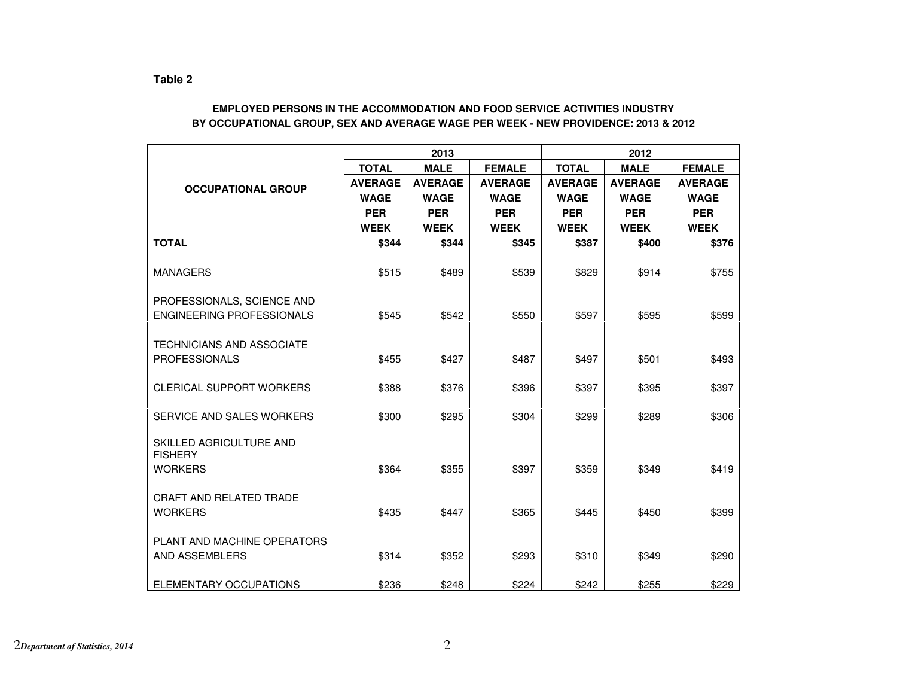**Table 2**

**EMPLOYED PERSONS IN THE ACCOMMODATION AND FOOD SERVICE ACTIVITIES INDUSTRY BY OCCUPATIONAL GROUP, SEX AND AVERAGE WAGE PER WEEK - NEW PROVIDENCE: 2013 & 2012**

| OCCUPATIONAL GROUP | 2013 | | | 2012 | | |
|---|---|---|---|---|---|---|
| | TOTAL AVERAGE WAGE PER WEEK | MALE AVERAGE WAGE PER WEEK | FEMALE AVERAGE WAGE PER WEEK | TOTAL AVERAGE WAGE PER WEEK | MALE AVERAGE WAGE PER WEEK | FEMALE AVERAGE WAGE PER WEEK |
| **TOTAL** | **$344** | **$344** | **$345** | **$387** | **$400** | **$376** |
| MANAGERS | $515 | $489 | $539 | $829 | $914 | $755 |
| PROFESSIONALS, SCIENCE AND ENGINEERING PROFESSIONALS | $545 | $542 | $550 | $597 | $595 | $599 |
| TECHNICIANS AND ASSOCIATE PROFESSIONALS | $455 | $427 | $487 | $497 | $501 | $493 |
| CLERICAL SUPPORT WORKERS | $388 | $376 | $396 | $397 | $395 | $397 |
| SERVICE AND SALES WORKERS | $300 | $295 | $304 | $299 | $289 | $306 |
| SKILLED AGRICULTURE AND FISHERY WORKERS | $364 | $355 | $397 | $359 | $349 | $419 |
| CRAFT AND RELATED TRADE WORKERS | $435 | $447 | $365 | $445 | $450 | $399 |
| PLANT AND MACHINE OPERATORS AND ASSEMBLERS | $314 | $352 | $293 | $310 | $349 | $290 |
| ELEMENTARY OCCUPATIONS | $236 | $248 | $224 | $242 | $255 | $229 |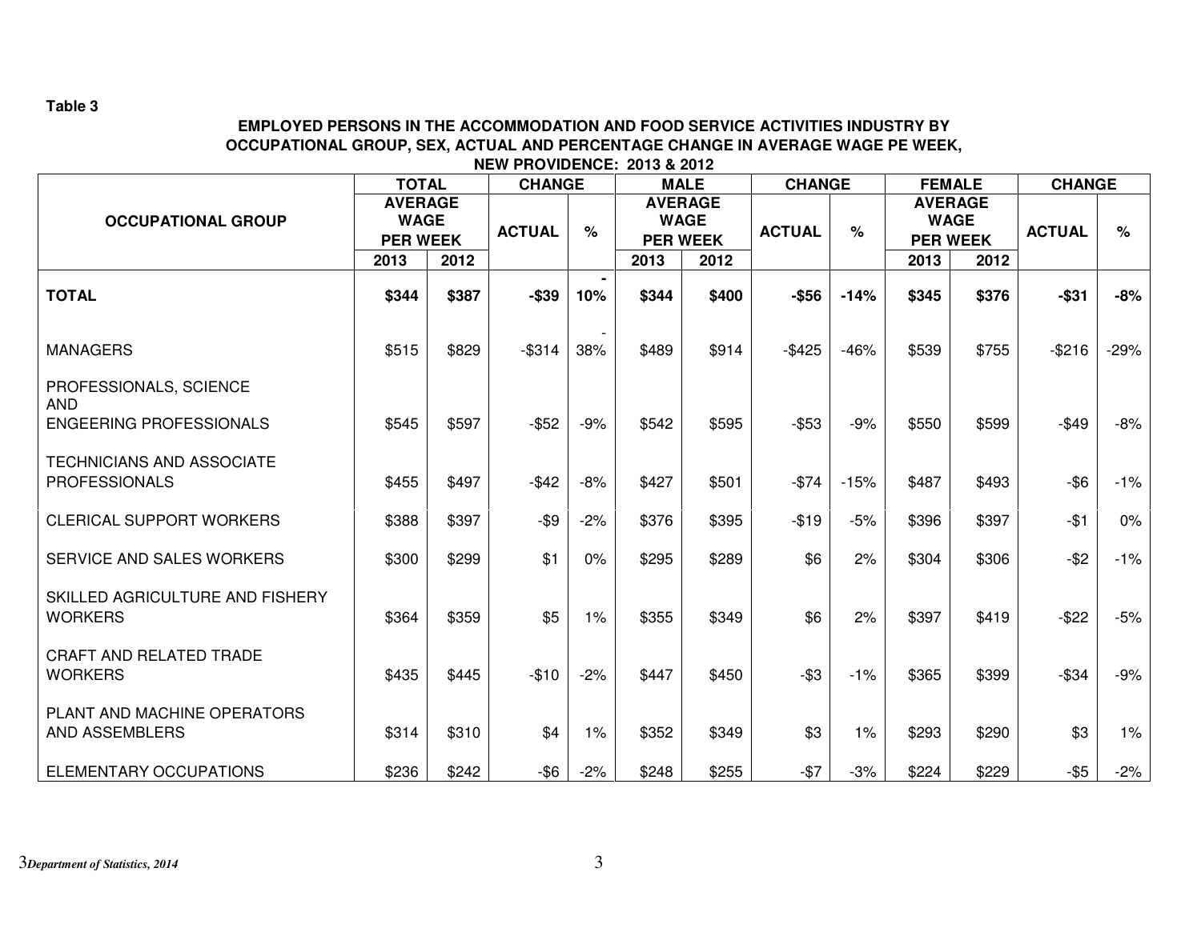**Table 3**

**EMPLOYED PERSONS IN THE ACCOMMODATION AND FOOD SERVICE ACTIVITIES INDUSTRY BY OCCUPATIONAL GROUP, SEX, ACTUAL AND PERCENTAGE CHANGE IN AVERAGE WAGE PE WEEK, NEW PROVIDENCE: 2013 & 2012**

| OCCUPATIONAL GROUP | TOTAL AVERAGE WAGE PER WEEK | | CHANGE | | MALE AVERAGE WAGE PER WEEK | | CHANGE | | FEMALE AVERAGE WAGE PER WEEK | | CHANGE | |
|---|---|---|---|---|---|---|---|---|---|---|---|---|
| | 2013 | 2012 | ACTUAL | % | 2013 | 2012 | ACTUAL | % | 2013 | 2012 | ACTUAL | % |
| **TOTAL** | **$344** | **$387** | **-$39** | **-10%** | **$344** | **$400** | **-$56** | **-14%** | **$345** | **$376** | **-$31** | **-8%** |
| MANAGERS | $515 | $829 | -$314 | -38% | $489 | $914 | -$425 | -46% | $539 | $755 | -$216 | -29% |
| PROFESSIONALS, SCIENCE AND ENGEERING PROFESSIONALS | $545 | $597 | -$52 | -9% | $542 | $595 | -$53 | -9% | $550 | $599 | -$49 | -8% |
| TECHNICIANS AND ASSOCIATE PROFESSIONALS | $455 | $497 | -$42 | -8% | $427 | $501 | -$74 | -15% | $487 | $493 | -$6 | -1% |
| CLERICAL SUPPORT WORKERS | $388 | $397 | -$9 | -2% | $376 | $395 | -$19 | -5% | $396 | $397 | -$1 | 0% |
| SERVICE AND SALES WORKERS | $300 | $299 | $1 | 0% | $295 | $289 | $6 | 2% | $304 | $306 | -$2 | -1% |
| SKILLED AGRICULTURE AND FISHERY WORKERS | $364 | $359 | $5 | 1% | $355 | $349 | $6 | 2% | $397 | $419 | -$22 | -5% |
| CRAFT AND RELATED TRADE WORKERS | $435 | $445 | -$10 | -2% | $447 | $450 | -$3 | -1% | $365 | $399 | -$34 | -9% |
| PLANT AND MACHINE OPERATORS AND ASSEMBLERS | $314 | $310 | $4 | 1% | $352 | $349 | $3 | 1% | $293 | $290 | $3 | 1% |
| ELEMENTARY OCCUPATIONS | $236 | $242 | -$6 | -2% | $248 | $255 | -$7 | -3% | $224 | $229 | -$5 | -2% |

*Department of Statistics, 2014*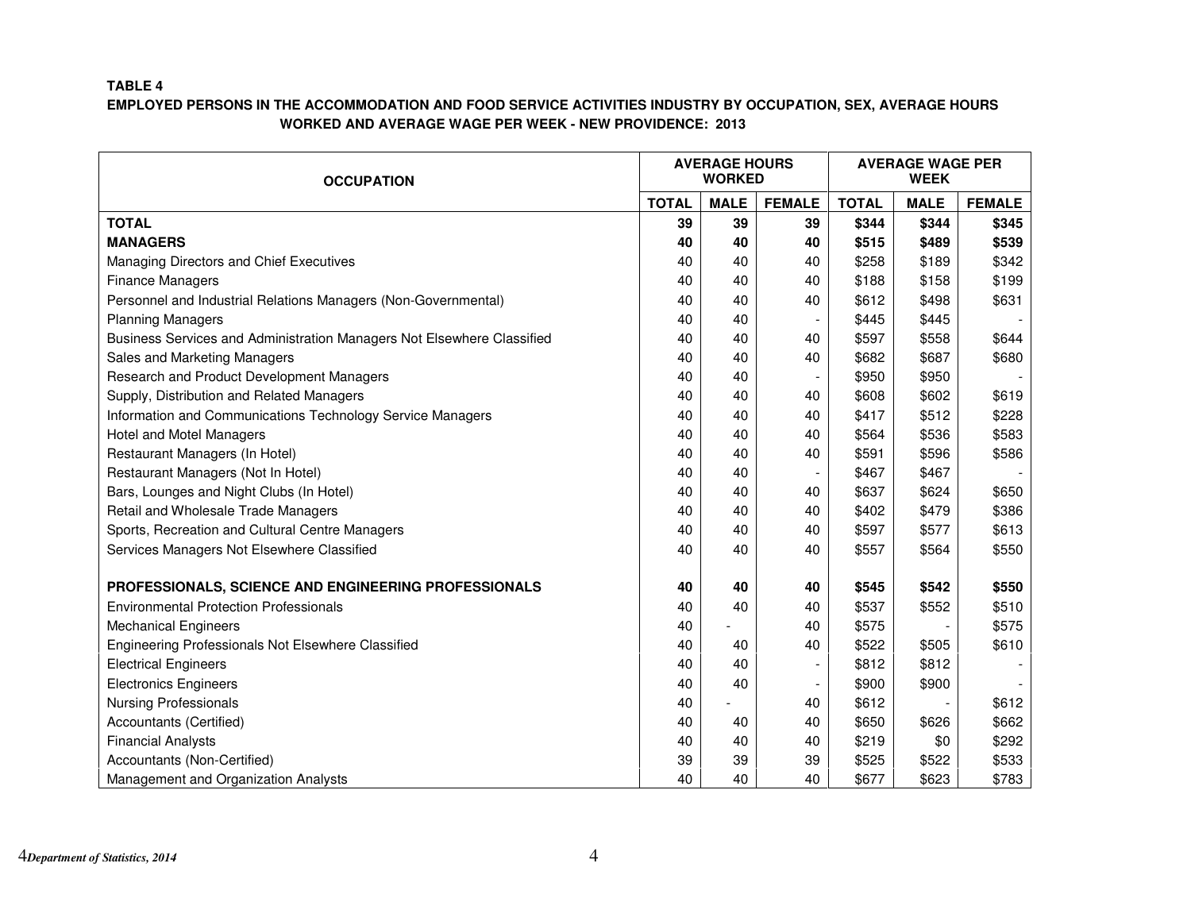**TABLE 4**

**EMPLOYED PERSONS IN THE ACCOMMODATION AND FOOD SERVICE ACTIVITIES INDUSTRY BY OCCUPATION, SEX, AVERAGE HOURS WORKED AND AVERAGE WAGE PER WEEK - NEW PROVIDENCE: 2013**

| OCCUPATION | AVERAGE HOURS WORKED | | | AVERAGE WAGE PER WEEK | | |
|---|---|---|---|---|---|---|
| | TOTAL | MALE | FEMALE | TOTAL | MALE | FEMALE |
| **TOTAL** | **39** | **39** | **39** | **$344** | **$344** | **$345** |
| **MANAGERS** | **40** | **40** | **40** | **$515** | **$489** | **$539** |
| Managing Directors and Chief Executives | 40 | 40 | 40 | $258 | $189 | $342 |
| Finance Managers | 40 | 40 | 40 | $188 | $158 | $199 |
| Personnel and Industrial Relations Managers (Non-Governmental) | 40 | 40 | 40 | $612 | $498 | $631 |
| Planning Managers | 40 | 40 | - | $445 | $445 | - |
| Business Services and Administration Managers Not Elsewhere Classified | 40 | 40 | 40 | $597 | $558 | $644 |
| Sales and Marketing Managers | 40 | 40 | 40 | $682 | $687 | $680 |
| Research and Product Development Managers | 40 | 40 | - | $950 | $950 | - |
| Supply, Distribution and Related Managers | 40 | 40 | 40 | $608 | $602 | $619 |
| Information and Communications Technology Service Managers | 40 | 40 | 40 | $417 | $512 | $228 |
| Hotel and Motel Managers | 40 | 40 | 40 | $564 | $536 | $583 |
| Restaurant Managers (In Hotel) | 40 | 40 | 40 | $591 | $596 | $586 |
| Restaurant Managers (Not In Hotel) | 40 | 40 | - | $467 | $467 | - |
| Bars, Lounges and Night Clubs (In Hotel) | 40 | 40 | 40 | $637 | $624 | $650 |
| Retail and Wholesale Trade Managers | 40 | 40 | 40 | $402 | $479 | $386 |
| Sports, Recreation and Cultural Centre Managers | 40 | 40 | 40 | $597 | $577 | $613 |
| Services Managers Not Elsewhere Classified | 40 | 40 | 40 | $557 | $564 | $550 |
| **PROFESSIONALS, SCIENCE AND ENGINEERING PROFESSIONALS** | **40** | **40** | **40** | **$545** | **$542** | **$550** |
| Environmental Protection Professionals | 40 | 40 | 40 | $537 | $552 | $510 |
| Mechanical Engineers | 40 | - | 40 | $575 | - | $575 |
| Engineering Professionals Not Elsewhere Classified | 40 | 40 | 40 | $522 | $505 | $610 |
| Electrical Engineers | 40 | 40 | - | $812 | $812 | - |
| Electronics Engineers | 40 | 40 | - | $900 | $900 | - |
| Nursing Professionals | 40 | - | 40 | $612 | - | $612 |
| Accountants (Certified) | 40 | 40 | 40 | $650 | $626 | $662 |
| Financial Analysts | 40 | 40 | 40 | $219 | $0 | $292 |
| Accountants (Non-Certified) | 39 | 39 | 39 | $525 | $522 | $533 |
| Management and Organization Analysts | 40 | 40 | 40 | $677 | $623 | $783 |

*Department of Statistics, 2014*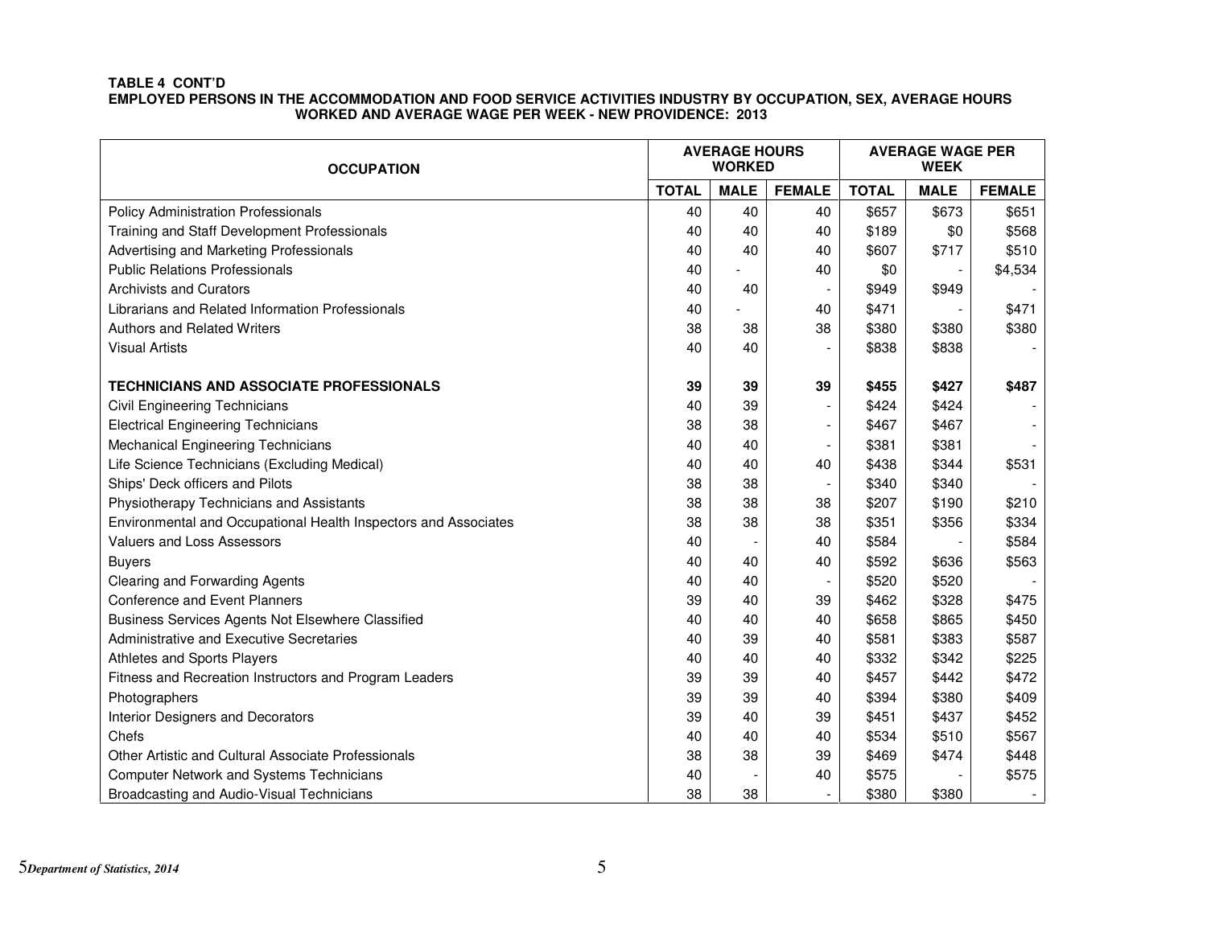**TABLE 4 CONT'D**
**EMPLOYED PERSONS IN THE ACCOMMODATION AND FOOD SERVICE ACTIVITIES INDUSTRY BY OCCUPATION, SEX, AVERAGE HOURS WORKED AND AVERAGE WAGE PER WEEK - NEW PROVIDENCE: 2013**

| OCCUPATION | AVERAGE HOURS WORKED | | | AVERAGE WAGE PER WEEK | | |
|---|---|---|---|---|---|---|
| | TOTAL | MALE | FEMALE | TOTAL | MALE | FEMALE |
| Policy Administration Professionals | 40 | 40 | 40 | $657 | $673 | $651 |
| Training and Staff Development Professionals | 40 | 40 | 40 | $189 | $0 | $568 |
| Advertising and Marketing Professionals | 40 | 40 | 40 | $607 | $717 | $510 |
| Public Relations Professionals | 40 | - | 40 | $0 | - | $4,534 |
| Archivists and Curators | 40 | 40 | - | $949 | $949 | - |
| Librarians and Related Information Professionals | 40 | - | 40 | $471 | - | $471 |
| Authors and Related Writers | 38 | 38 | 38 | $380 | $380 | $380 |
| Visual Artists | 40 | 40 | - | $838 | $838 | - |
| **TECHNICIANS AND ASSOCIATE PROFESSIONALS** | **39** | **39** | **39** | **$455** | **$427** | **$487** |
| Civil Engineering Technicians | 40 | 39 | - | $424 | $424 | - |
| Electrical Engineering Technicians | 38 | 38 | - | $467 | $467 | - |
| Mechanical Engineering Technicians | 40 | 40 | - | $381 | $381 | - |
| Life Science Technicians (Excluding Medical) | 40 | 40 | 40 | $438 | $344 | $531 |
| Ships' Deck officers and Pilots | 38 | 38 | - | $340 | $340 | - |
| Physiotherapy Technicians and Assistants | 38 | 38 | 38 | $207 | $190 | $210 |
| Environmental and Occupational Health Inspectors and Associates | 38 | 38 | 38 | $351 | $356 | $334 |
| Valuers and Loss Assessors | 40 | - | 40 | $584 | - | $584 |
| Buyers | 40 | 40 | 40 | $592 | $636 | $563 |
| Clearing and Forwarding Agents | 40 | 40 | - | $520 | $520 | - |
| Conference and Event Planners | 39 | 40 | 39 | $462 | $328 | $475 |
| Business Services Agents Not Elsewhere Classified | 40 | 40 | 40 | $658 | $865 | $450 |
| Administrative and Executive Secretaries | 40 | 39 | 40 | $581 | $383 | $587 |
| Athletes and Sports Players | 40 | 40 | 40 | $332 | $342 | $225 |
| Fitness and Recreation Instructors and Program Leaders | 39 | 39 | 40 | $457 | $442 | $472 |
| Photographers | 39 | 39 | 40 | $394 | $380 | $409 |
| Interior Designers and Decorators | 39 | 40 | 39 | $451 | $437 | $452 |
| Chefs | 40 | 40 | 40 | $534 | $510 | $567 |
| Other Artistic and Cultural Associate Professionals | 38 | 38 | 39 | $469 | $474 | $448 |
| Computer Network and Systems Technicians | 40 | - | 40 | $575 | - | $575 |
| Broadcasting and Audio-Visual Technicians | 38 | 38 | - | $380 | $380 | - |

*Department of Statistics, 2014*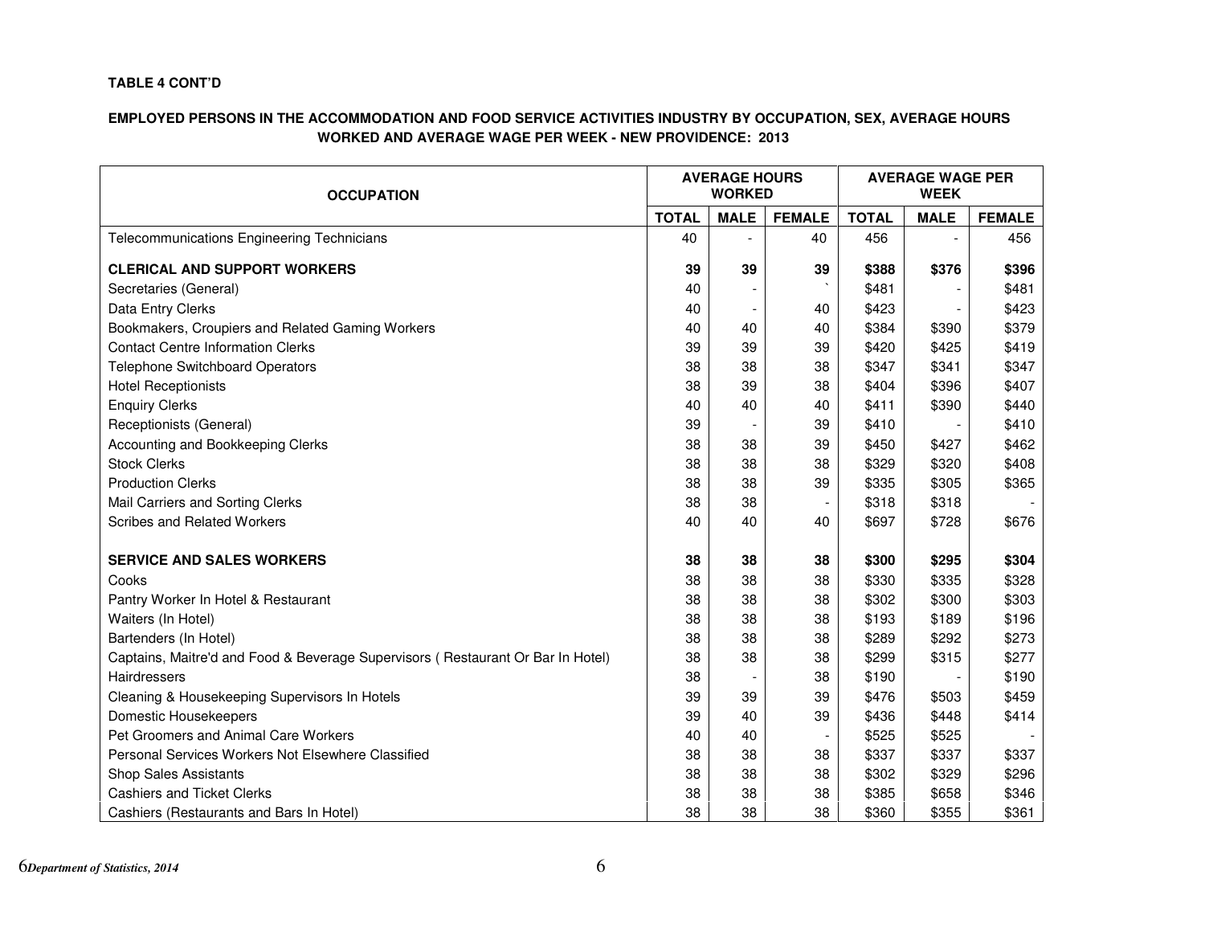**TABLE 4 CONT'D**

**EMPLOYED PERSONS IN THE ACCOMMODATION AND FOOD SERVICE ACTIVITIES INDUSTRY BY OCCUPATION, SEX, AVERAGE HOURS WORKED AND AVERAGE WAGE PER WEEK - NEW PROVIDENCE: 2013**

| OCCUPATION | AVERAGE HOURS WORKED | | | AVERAGE WAGE PER WEEK | | |
|---|---|---|---|---|---|---|
| | TOTAL | MALE | FEMALE | TOTAL | MALE | FEMALE |
| Telecommunications Engineering Technicians | 40 | - | 40 | 456 | - | 456 |
| **CLERICAL AND SUPPORT WORKERS** | **39** | **39** | **39** | **$388** | **$376** | **$396** |
| Secretaries (General) | 40 | - | ` | $481 | - | $481 |
| Data Entry Clerks | 40 | - | 40 | $423 | - | $423 |
| Bookmakers, Croupiers and Related Gaming Workers | 40 | 40 | 40 | $384 | $390 | $379 |
| Contact Centre Information Clerks | 39 | 39 | 39 | $420 | $425 | $419 |
| Telephone Switchboard Operators | 38 | 38 | 38 | $347 | $341 | $347 |
| Hotel Receptionists | 38 | 39 | 38 | $404 | $396 | $407 |
| Enquiry Clerks | 40 | 40 | 40 | $411 | $390 | $440 |
| Receptionists (General) | 39 | - | 39 | $410 | - | $410 |
| Accounting and Bookkeeping Clerks | 38 | 38 | 39 | $450 | $427 | $462 |
| Stock Clerks | 38 | 38 | 38 | $329 | $320 | $408 |
| Production Clerks | 38 | 38 | 39 | $335 | $305 | $365 |
| Mail Carriers and Sorting Clerks | 38 | 38 | - | $318 | $318 | - |
| Scribes and Related Workers | 40 | 40 | 40 | $697 | $728 | $676 |
| **SERVICE AND SALES WORKERS** | **38** | **38** | **38** | **$300** | **$295** | **$304** |
| Cooks | 38 | 38 | 38 | $330 | $335 | $328 |
| Pantry Worker In Hotel & Restaurant | 38 | 38 | 38 | $302 | $300 | $303 |
| Waiters (In Hotel) | 38 | 38 | 38 | $193 | $189 | $196 |
| Bartenders (In Hotel) | 38 | 38 | 38 | $289 | $292 | $273 |
| Captains, Maitre'd and Food & Beverage Supervisors ( Restaurant Or Bar In Hotel) | 38 | 38 | 38 | $299 | $315 | $277 |
| Hairdressers | 38 | - | 38 | $190 | - | $190 |
| Cleaning & Housekeeping Supervisors In Hotels | 39 | 39 | 39 | $476 | $503 | $459 |
| Domestic Housekeepers | 39 | 40 | 39 | $436 | $448 | $414 |
| Pet Groomers and Animal Care Workers | 40 | 40 | - | $525 | $525 | - |
| Personal Services Workers Not Elsewhere Classified | 38 | 38 | 38 | $337 | $337 | $337 |
| Shop Sales Assistants | 38 | 38 | 38 | $302 | $329 | $296 |
| Cashiers and Ticket Clerks | 38 | 38 | 38 | $385 | $658 | $346 |
| Cashiers (Restaurants and Bars In Hotel) | 38 | 38 | 38 | $360 | $355 | $361 |

*Department of Statistics, 2014*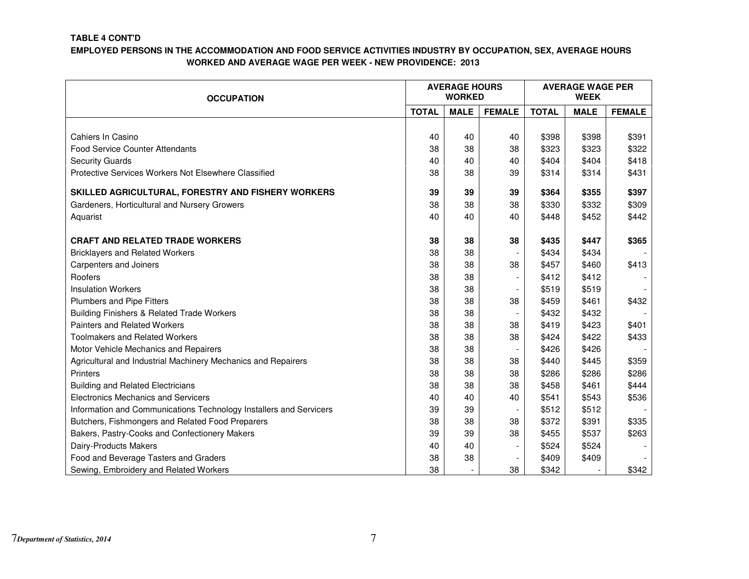**TABLE 4 CONT'D**

**EMPLOYED PERSONS IN THE ACCOMMODATION AND FOOD SERVICE ACTIVITIES INDUSTRY BY OCCUPATION, SEX, AVERAGE HOURS WORKED AND AVERAGE WAGE PER WEEK - NEW PROVIDENCE: 2013**

| OCCUPATION | AVERAGE HOURS WORKED | | | AVERAGE WAGE PER WEEK | | |
|---|---|---|---|---|---|---|
| | TOTAL | MALE | FEMALE | TOTAL | MALE | FEMALE |
| Cahiers In Casino | 40 | 40 | 40 | $398 | $398 | $391 |
| Food Service Counter Attendants | 38 | 38 | 38 | $323 | $323 | $322 |
| Security Guards | 40 | 40 | 40 | $404 | $404 | $418 |
| Protective Services Workers Not Elsewhere Classified | 38 | 38 | 39 | $314 | $314 | $431 |
| **SKILLED AGRICULTURAL, FORESTRY AND FISHERY WORKERS** | **39** | **39** | **39** | **$364** | **$355** | **$397** |
| Gardeners, Horticultural and Nursery Growers | 38 | 38 | 38 | $330 | $332 | $309 |
| Aquarist | 40 | 40 | 40 | $448 | $452 | $442 |
| **CRAFT AND RELATED TRADE WORKERS** | **38** | **38** | **38** | **$435** | **$447** | **$365** |
| Bricklayers and Related Workers | 38 | 38 | - | $434 | $434 | - |
| Carpenters and Joiners | 38 | 38 | 38 | $457 | $460 | $413 |
| Roofers | 38 | 38 | - | $412 | $412 | - |
| Insulation Workers | 38 | 38 | - | $519 | $519 | - |
| Plumbers and Pipe Fitters | 38 | 38 | 38 | $459 | $461 | $432 |
| Building Finishers & Related Trade Workers | 38 | 38 | - | $432 | $432 | - |
| Painters and Related Workers | 38 | 38 | 38 | $419 | $423 | $401 |
| Toolmakers and Related Workers | 38 | 38 | 38 | $424 | $422 | $433 |
| Motor Vehicle Mechanics and Repairers | 38 | 38 | - | $426 | $426 | - |
| Agricultural and Industrial Machinery Mechanics and Repairers | 38 | 38 | 38 | $440 | $445 | $359 |
| Printers | 38 | 38 | 38 | $286 | $286 | $286 |
| Building and Related Electricians | 38 | 38 | 38 | $458 | $461 | $444 |
| Electronics Mechanics and Servicers | 40 | 40 | 40 | $541 | $543 | $536 |
| Information and Communications Technology Installers and Servicers | 39 | 39 | - | $512 | $512 | - |
| Butchers, Fishmongers and Related Food Preparers | 38 | 38 | 38 | $372 | $391 | $335 |
| Bakers, Pastry-Cooks and Confectionery Makers | 39 | 39 | 38 | $455 | $537 | $263 |
| Dairy-Products Makers | 40 | 40 | - | $524 | $524 | - |
| Food and Beverage Tasters and Graders | 38 | 38 | - | $409 | $409 | - |
| Sewing, Embroidery and Related Workers | 38 | - | 38 | $342 | - | $342 |

*Department of Statistics, 2014*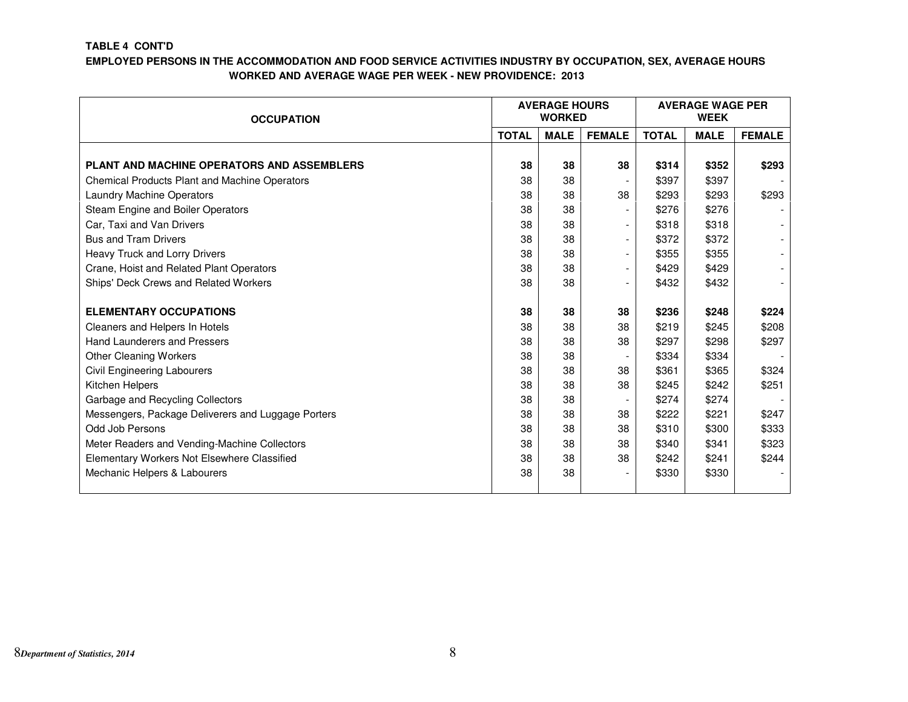**TABLE 4 CONT'D**

**EMPLOYED PERSONS IN THE ACCOMMODATION AND FOOD SERVICE ACTIVITIES INDUSTRY BY OCCUPATION, SEX, AVERAGE HOURS WORKED AND AVERAGE WAGE PER WEEK - NEW PROVIDENCE: 2013**

| OCCUPATION | AVERAGE HOURS WORKED | | | AVERAGE WAGE PER WEEK | | |
|---|---|---|---|---|---|---|
| | TOTAL | MALE | FEMALE | TOTAL | MALE | FEMALE |
| **PLANT AND MACHINE OPERATORS AND ASSEMBLERS** | **38** | **38** | **38** | **$314** | **$352** | **$293** |
| Chemical Products Plant and Machine Operators | 38 | 38 | - | $397 | $397 | - |
| Laundry Machine Operators | 38 | 38 | 38 | $293 | $293 | $293 |
| Steam Engine and Boiler Operators | 38 | 38 | - | $276 | $276 | - |
| Car, Taxi and Van Drivers | 38 | 38 | - | $318 | $318 | - |
| Bus and Tram Drivers | 38 | 38 | - | $372 | $372 | - |
| Heavy Truck and Lorry Drivers | 38 | 38 | - | $355 | $355 | - |
| Crane, Hoist and Related Plant Operators | 38 | 38 | - | $429 | $429 | - |
| Ships' Deck Crews and Related Workers | 38 | 38 | - | $432 | $432 | - |
| **ELEMENTARY OCCUPATIONS** | **38** | **38** | **38** | **$236** | **$248** | **$224** |
| Cleaners and Helpers In Hotels | 38 | 38 | 38 | $219 | $245 | $208 |
| Hand Launderers and Pressers | 38 | 38 | 38 | $297 | $298 | $297 |
| Other Cleaning Workers | 38 | 38 | - | $334 | $334 | - |
| Civil Engineering Labourers | 38 | 38 | 38 | $361 | $365 | $324 |
| Kitchen Helpers | 38 | 38 | 38 | $245 | $242 | $251 |
| Garbage and Recycling Collectors | 38 | 38 | - | $274 | $274 | - |
| Messengers, Package Deliverers and Luggage Porters | 38 | 38 | 38 | $222 | $221 | $247 |
| Odd Job Persons | 38 | 38 | 38 | $310 | $300 | $333 |
| Meter Readers and Vending-Machine Collectors | 38 | 38 | 38 | $340 | $341 | $323 |
| Elementary Workers Not Elsewhere Classified | 38 | 38 | 38 | $242 | $241 | $244 |
| Mechanic Helpers & Labourers | 38 | 38 | - | $330 | $330 | - |